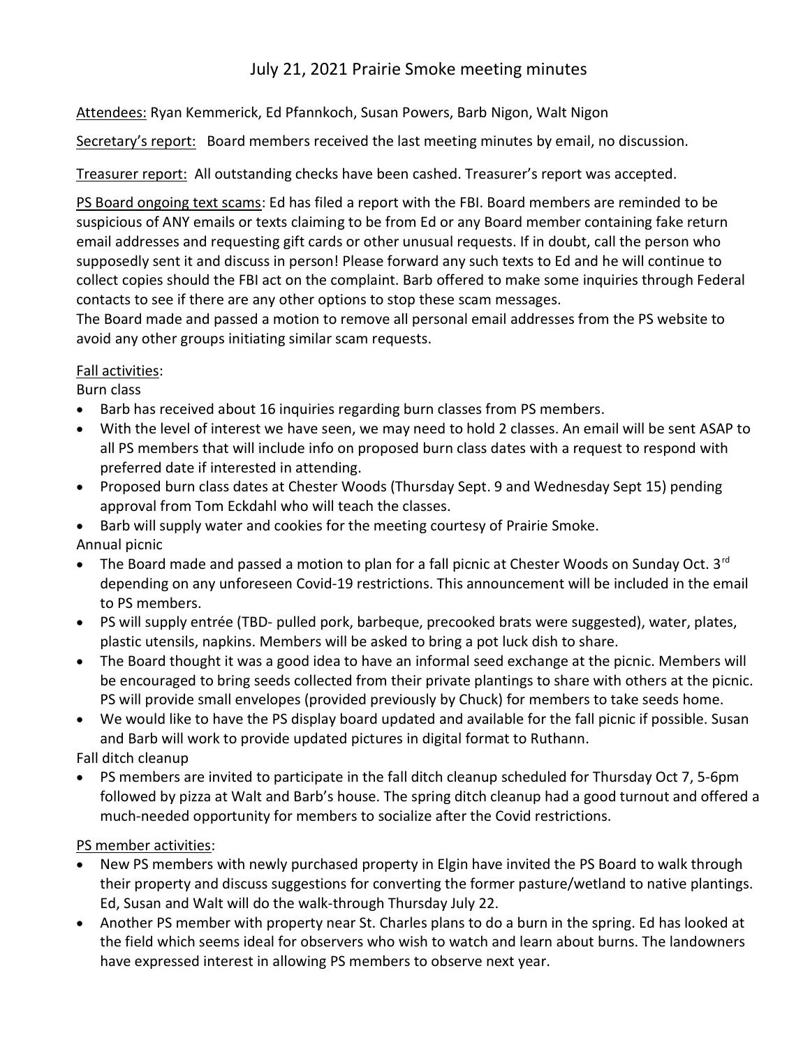# July 21, 2021 Prairie Smoke meeting minutes

Attendees: Ryan Kemmerick, Ed Pfannkoch, Susan Powers, Barb Nigon, Walt Nigon

Secretary's report: Board members received the last meeting minutes by email, no discussion.

Treasurer report: All outstanding checks have been cashed. Treasurer's report was accepted.

PS Board ongoing text scams: Ed has filed a report with the FBI. Board members are reminded to be suspicious of ANY emails or texts claiming to be from Ed or any Board member containing fake return email addresses and requesting gift cards or other unusual requests. If in doubt, call the person who supposedly sent it and discuss in person! Please forward any such texts to Ed and he will continue to collect copies should the FBI act on the complaint. Barb offered to make some inquiries through Federal contacts to see if there are any other options to stop these scam messages.

The Board made and passed a motion to remove all personal email addresses from the PS website to avoid any other groups initiating similar scam requests.

Fall activities:

Burn class

- Barb has received about 16 inquiries regarding burn classes from PS members.
- With the level of interest we have seen, we may need to hold 2 classes. An email will be sent ASAP to all PS members that will include info on proposed burn class dates with a request to respond with preferred date if interested in attending.
- Proposed burn class dates at Chester Woods (Thursday Sept. 9 and Wednesday Sept 15) pending approval from Tom Eckdahl who will teach the classes.
- Barb will supply water and cookies for the meeting courtesy of Prairie Smoke.

Annual picnic

- The Board made and passed a motion to plan for a fall picnic at Chester Woods on Sunday Oct. 3rd depending on any unforeseen Covid-19 restrictions. This announcement will be included in the email to PS members.
- PS will supply entrée (TBD- pulled pork, barbeque, precooked brats were suggested), water, plates, plastic utensils, napkins. Members will be asked to bring a pot luck dish to share.
- The Board thought it was a good idea to have an informal seed exchange at the picnic. Members will be encouraged to bring seeds collected from their private plantings to share with others at the picnic. PS will provide small envelopes (provided previously by Chuck) for members to take seeds home.
- We would like to have the PS display board updated and available for the fall picnic if possible. Susan and Barb will work to provide updated pictures in digital format to Ruthann.

Fall ditch cleanup

- PS members are invited to participate in the fall ditch cleanup scheduled for Thursday Oct 7, 5-6pm followed by pizza at Walt and Barb's house. The spring ditch cleanup had a good turnout and offered a much-needed opportunity for members to socialize after the Covid restrictions.

PS member activities:

- New PS members with newly purchased property in Elgin have invited the PS Board to walk through their property and discuss suggestions for converting the former pasture/wetland to native plantings. Ed, Susan and Walt will do the walk-through Thursday July 22.
- Another PS member with property near St. Charles plans to do a burn in the spring. Ed has looked at the field which seems ideal for observers who wish to watch and learn about burns. The landowners have expressed interest in allowing PS members to observe next year.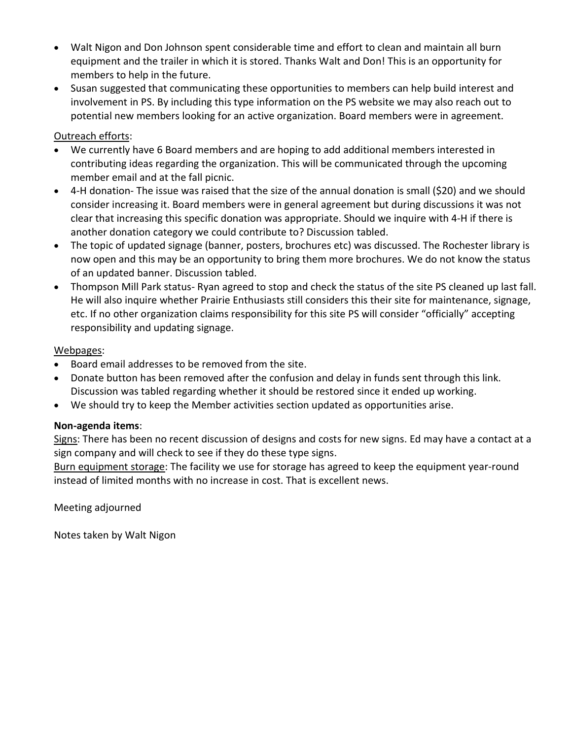- Walt Nigon and Don Johnson spent considerable time and effort to clean and maintain all burn equipment and the trailer in which it is stored. Thanks Walt and Don! This is an opportunity for members to help in the future.
- Susan suggested that communicating these opportunities to members can help build interest and involvement in PS. By including this type information on the PS website we may also reach out to potential new members looking for an active organization. Board members were in agreement.

<u>Outreach efforts</u>:

- We currently have 6 Board members and are hoping to add additional members interested in contributing ideas regarding the organization. This will be communicated through the upcoming member email and at the fall picnic.
- 4-H donation- The issue was raised that the size of the annual donation is small ($20) and we should consider increasing it. Board members were in general agreement but during discussions it was not clear that increasing this specific donation was appropriate. Should we inquire with 4-H if there is another donation category we could contribute to? Discussion tabled.
- The topic of updated signage (banner, posters, brochures etc) was discussed. The Rochester library is now open and this may be an opportunity to bring them more brochures. We do not know the status of an updated banner. Discussion tabled.
- Thompson Mill Park status- Ryan agreed to stop and check the status of the site PS cleaned up last fall. He will also inquire whether Prairie Enthusiasts still considers this their site for maintenance, signage, etc. If no other organization claims responsibility for this site PS will consider "officially" accepting responsibility and updating signage.

<u>Webpages</u>:

- Board email addresses to be removed from the site.
- Donate button has been removed after the confusion and delay in funds sent through this link. Discussion was tabled regarding whether it should be restored since it ended up working.
- We should try to keep the Member activities section updated as opportunities arise.

**Non-agenda items**:

<u>Signs</u>: There has been no recent discussion of designs and costs for new signs. Ed may have a contact at a sign company and will check to see if they do these type signs.

<u>Burn equipment storage</u>: The facility we use for storage has agreed to keep the equipment year-round instead of limited months with no increase in cost. That is excellent news.

Meeting adjourned

Notes taken by Walt Nigon